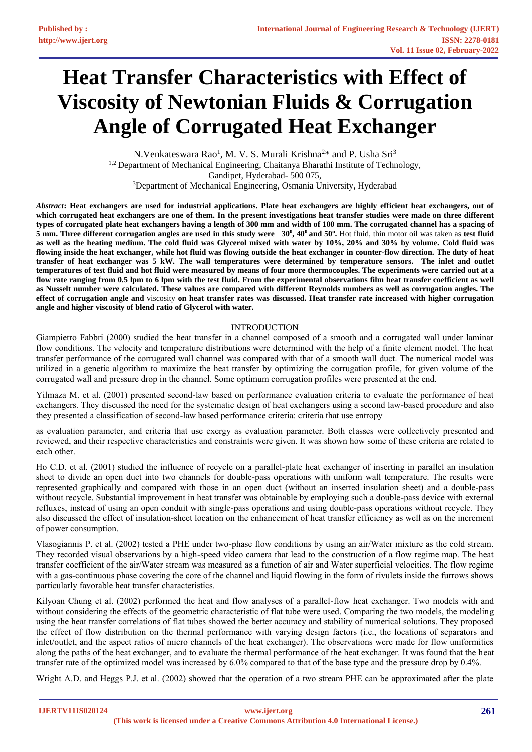# Heat Transfer Characteristics with Effect of Viscosity of Newtonian Fluids & Corrugation Angle of Corrugated Heat Exchanger

N.Venkateswara Rao[1], M. V. S. Murali Krishna[2]* and P. Usha Sri[3]

[1,2] Department of Mechanical Engineering, Chaitanya Bharathi Institute of Technology, Gandipet, Hyderabad- 500 075,

[3]Department of Mechanical Engineering, Osmania University, Hyderabad

***Abstract*: Heat exchangers are used for industrial applications. Plate heat exchangers are highly efficient heat exchangers, out of which corrugated heat exchangers are one of them. In the present investigations heat transfer studies were made on three different types of corrugated plate heat exchangers having a length of 300 mm and width of 100 mm. The corrugated channel has a spacing of 5 mm. Three different corrugation angles are used in this study were $30^0$, $40^0$ and 50º.** Hot fluid, thin motor oil was taken as **test fluid as well as the heating medium. The cold fluid was Glycerol mixed with water by 10%, 20% and 30% by volume. Cold fluid was flowing inside the heat exchanger, while hot fluid was flowing outside the heat exchanger in counter-flow direction. The duty of heat transfer of heat exchanger was 5 kW. The wall temperatures were determined by temperature sensors. The inlet and outlet temperatures of test fluid and hot fluid were measured by means of four more thermocouples. The experiments were carried out at a flow rate ranging from 0.5 lpm to 6 lpm with the test fluid. From the experimental observations film heat transfer coefficient as well as Nusselt number were calculated. These values are compared with different Reynolds numbers as well as corrugation angles. The effect of corrugation angle and** viscosity **on heat transfer rates was discussed. Heat transfer rate increased with higher corrugation angle and higher viscosity of blend ratio of Glycerol with water.**

## INTRODUCTION

Giampietro Fabbri (2000) studied the heat transfer in a channel composed of a smooth and a corrugated wall under laminar flow conditions. The velocity and temperature distributions were determined with the help of a finite element model. The heat transfer performance of the corrugated wall channel was compared with that of a smooth wall duct. The numerical model was utilized in a genetic algorithm to maximize the heat transfer by optimizing the corrugation profile, for given volume of the corrugated wall and pressure drop in the channel. Some optimum corrugation profiles were presented at the end.

Yilmaza M. et al. (2001) presented second-law based on performance evaluation criteria to evaluate the performance of heat exchangers. They discussed the need for the systematic design of heat exchangers using a second law-based procedure and also they presented a classification of second-law based performance criteria: criteria that use entropy as evaluation parameter, and criteria that use exergy as evaluation parameter. Both classes were collectively presented and reviewed, and their respective characteristics and constraints were given. It was shown how some of these criteria are related to each other.

Ho C.D. et al. (2001) studied the influence of recycle on a parallel-plate heat exchanger of inserting in parallel an insulation sheet to divide an open duct into two channels for double-pass operations with uniform wall temperature. The results were represented graphically and compared with those in an open duct (without an inserted insulation sheet) and a double-pass without recycle. Substantial improvement in heat transfer was obtainable by employing such a double-pass device with external refluxes, instead of using an open conduit with single-pass operations and using double-pass operations without recycle. They also discussed the effect of insulation-sheet location on the enhancement of heat transfer efficiency as well as on the increment of power consumption.

Vlasogiannis P. et al. (2002) tested a PHE under two-phase flow conditions by using an air/Water mixture as the cold stream. They recorded visual observations by a high-speed video camera that lead to the construction of a flow regime map. The heat transfer coefficient of the air/Water stream was measured as a function of air and Water superficial velocities. The flow regime with a gas-continuous phase covering the core of the channel and liquid flowing in the form of rivulets inside the furrows shows particularly favorable heat transfer characteristics.

Kilyoan Chung et al. (2002) performed the heat and flow analyses of a parallel-flow heat exchanger. Two models with and without considering the effects of the geometric characteristic of flat tube were used. Comparing the two models, the modeling using the heat transfer correlations of flat tubes showed the better accuracy and stability of numerical solutions. They proposed the effect of flow distribution on the thermal performance with varying design factors (i.e., the locations of separators and inlet/outlet, and the aspect ratios of micro channels of the heat exchanger). The observations were made for flow uniformities along the paths of the heat exchanger, and to evaluate the thermal performance of the heat exchanger. It was found that the heat transfer rate of the optimized model was increased by 6.0% compared to that of the base type and the pressure drop by 0.4%.

Wright A.D. and Heggs P.J. et al. (2002) showed that the operation of a two stream PHE can be approximated after the plate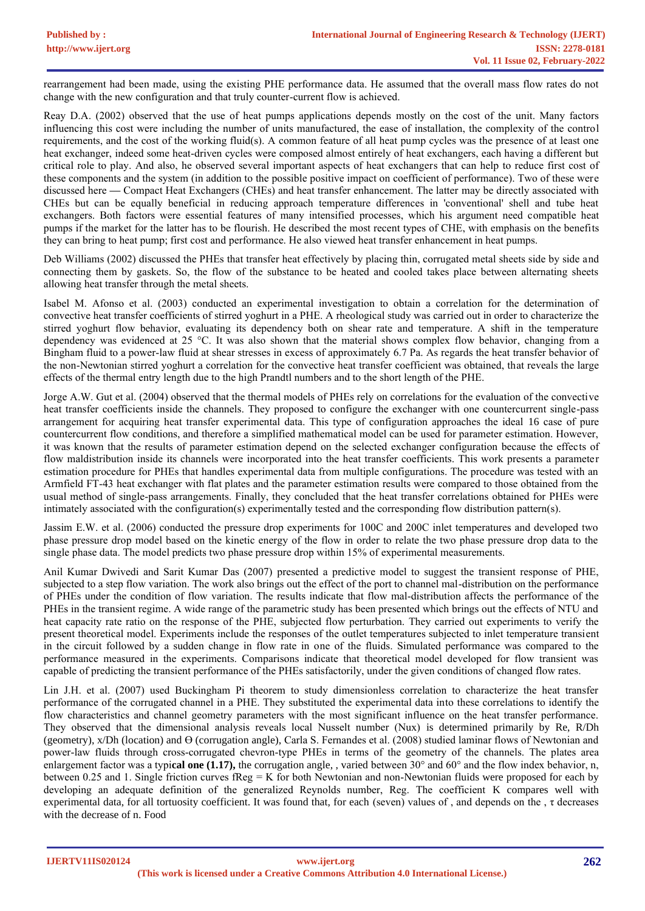rearrangement had been made, using the existing PHE performance data. He assumed that the overall mass flow rates do not change with the new configuration and that truly counter-current flow is achieved.

Reay D.A. (2002) observed that the use of heat pumps applications depends mostly on the cost of the unit. Many factors influencing this cost were including the number of units manufactured, the ease of installation, the complexity of the control requirements, and the cost of the working fluid(s). A common feature of all heat pump cycles was the presence of at least one heat exchanger, indeed some heat-driven cycles were composed almost entirely of heat exchangers, each having a different but critical role to play. And also, he observed several important aspects of heat exchangers that can help to reduce first cost of these components and the system (in addition to the possible positive impact on coefficient of performance). Two of these were discussed here — Compact Heat Exchangers (CHEs) and heat transfer enhancement. The latter may be directly associated with CHEs but can be equally beneficial in reducing approach temperature differences in 'conventional' shell and tube heat exchangers. Both factors were essential features of many intensified processes, which his argument need compatible heat pumps if the market for the latter has to be flourish. He described the most recent types of CHE, with emphasis on the benefits they can bring to heat pump; first cost and performance. He also viewed heat transfer enhancement in heat pumps.

Deb Williams (2002) discussed the PHEs that transfer heat effectively by placing thin, corrugated metal sheets side by side and connecting them by gaskets. So, the flow of the substance to be heated and cooled takes place between alternating sheets allowing heat transfer through the metal sheets.

Isabel M. Afonso et al. (2003) conducted an experimental investigation to obtain a correlation for the determination of convective heat transfer coefficients of stirred yoghurt in a PHE. A rheological study was carried out in order to characterize the stirred yoghurt flow behavior, evaluating its dependency both on shear rate and temperature. A shift in the temperature dependency was evidenced at 25 °C. It was also shown that the material shows complex flow behavior, changing from a Bingham fluid to a power-law fluid at shear stresses in excess of approximately 6.7 Pa. As regards the heat transfer behavior of the non-Newtonian stirred yoghurt a correlation for the convective heat transfer coefficient was obtained, that reveals the large effects of the thermal entry length due to the high Prandtl numbers and to the short length of the PHE.

Jorge A.W. Gut et al. (2004) observed that the thermal models of PHEs rely on correlations for the evaluation of the convective heat transfer coefficients inside the channels. They proposed to configure the exchanger with one countercurrent single-pass arrangement for acquiring heat transfer experimental data. This type of configuration approaches the ideal 16 case of pure countercurrent flow conditions, and therefore a simplified mathematical model can be used for parameter estimation. However, it was known that the results of parameter estimation depend on the selected exchanger configuration because the effects of flow maldistribution inside its channels were incorporated into the heat transfer coefficients. This work presents a parameter estimation procedure for PHEs that handles experimental data from multiple configurations. The procedure was tested with an Armfield FT-43 heat exchanger with flat plates and the parameter estimation results were compared to those obtained from the usual method of single-pass arrangements. Finally, they concluded that the heat transfer correlations obtained for PHEs were intimately associated with the configuration(s) experimentally tested and the corresponding flow distribution pattern(s).

Jassim E.W. et al. (2006) conducted the pressure drop experiments for 100C and 200C inlet temperatures and developed two phase pressure drop model based on the kinetic energy of the flow in order to relate the two phase pressure drop data to the single phase data. The model predicts two phase pressure drop within 15% of experimental measurements.

Anil Kumar Dwivedi and Sarit Kumar Das (2007) presented a predictive model to suggest the transient response of PHE, subjected to a step flow variation. The work also brings out the effect of the port to channel mal-distribution on the performance of PHEs under the condition of flow variation. The results indicate that flow mal-distribution affects the performance of the PHEs in the transient regime. A wide range of the parametric study has been presented which brings out the effects of NTU and heat capacity rate ratio on the response of the PHE, subjected flow perturbation. They carried out experiments to verify the present theoretical model. Experiments include the responses of the outlet temperatures subjected to inlet temperature transient in the circuit followed by a sudden change in flow rate in one of the fluids. Simulated performance was compared to the performance measured in the experiments. Comparisons indicate that theoretical model developed for flow transient was capable of predicting the transient performance of the PHEs satisfactorily, under the given conditions of changed flow rates.

Lin J.H. et al. (2007) used Buckingham Pi theorem to study dimensionless correlation to characterize the heat transfer performance of the corrugated channel in a PHE. They substituted the experimental data into these correlations to identify the flow characteristics and channel geometry parameters with the most significant influence on the heat transfer performance. They observed that the dimensional analysis reveals local Nusselt number ($Nu_x$) is determined primarily by Re, R/Dh (geometry), x/Dh (location) and Θ (corrugation angle), Carla S. Fernandes et al. (2008) studied laminar flows of Newtonian and power-law fluids through cross-corrugated chevron-type PHEs in terms of the geometry of the channels. The plates area enlargement factor was a typi**cal one (1.17),** the corrugation angle, , varied between 30° and 60° and the flow index behavior, n, between 0.25 and 1. Single friction curves $fRe_g = K$ for both Newtonian and non-Newtonian fluids were proposed for each by developing an adequate definition of the generalized Reynolds number, $Re_g$. The coefficient K compares well with experimental data, for all tortuosity coefficient. It was found that, for each (seven) values of , and depends on the , τ decreases with the decrease of n. Food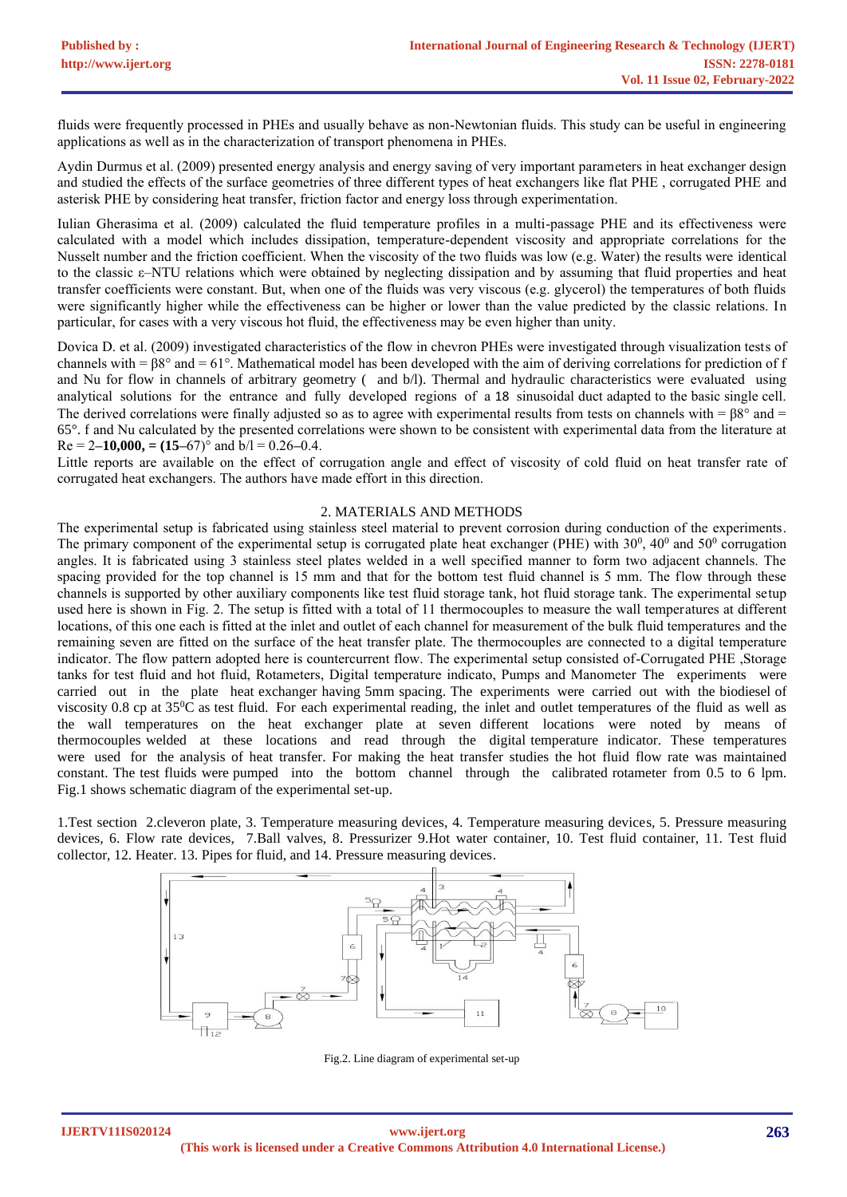fluids were frequently processed in PHEs and usually behave as non-Newtonian fluids. This study can be useful in engineering applications as well as in the characterization of transport phenomena in PHEs.

Aydin Durmus et al. (2009) presented energy analysis and energy saving of very important parameters in heat exchanger design and studied the effects of the surface geometries of three different types of heat exchangers like flat PHE , corrugated PHE and asterisk PHE by considering heat transfer, friction factor and energy loss through experimentation.

Iulian Gherasima et al. (2009) calculated the fluid temperature profiles in a multi-passage PHE and its effectiveness were calculated with a model which includes dissipation, temperature-dependent viscosity and appropriate correlations for the Nusselt number and the friction coefficient. When the viscosity of the two fluids was low (e.g. Water) the results were identical to the classic ε–NTU relations which were obtained by neglecting dissipation and by assuming that fluid properties and heat transfer coefficients were constant. But, when one of the fluids was very viscous (e.g. glycerol) the temperatures of both fluids were significantly higher while the effectiveness can be higher or lower than the value predicted by the classic relations. In particular, for cases with a very viscous hot fluid, the effectiveness may be even higher than unity.

Dovica D. et al. (2009) investigated characteristics of the flow in chevron PHEs were investigated through visualization tests of channels with = β8° and = 61°. Mathematical model has been developed with the aim of deriving correlations for prediction of f and Nu for flow in channels of arbitrary geometry ( and b/l). Thermal and hydraulic characteristics were evaluated using analytical solutions for the entrance and fully developed regions of a 18 sinusoidal duct adapted to the basic single cell. The derived correlations were finally adjusted so as to agree with experimental results from tests on channels with = β8° and = 65°. f and Nu calculated by the presented correlations were shown to be consistent with experimental data from the literature at Re = 2–**10,000, = (15**–67)° and b/l = 0.26–0.4.

Little reports are available on the effect of corrugation angle and effect of viscosity of cold fluid on heat transfer rate of corrugated heat exchangers. The authors have made effort in this direction.

## 2. MATERIALS AND METHODS

The experimental setup is fabricated using stainless steel material to prevent corrosion during conduction of the experiments. The primary component of the experimental setup is corrugated plate heat exchanger (PHE) with $30^0$, $40^0$ and $50^0$ corrugation angles. It is fabricated using 3 stainless steel plates welded in a well specified manner to form two adjacent channels. The spacing provided for the top channel is 15 mm and that for the bottom test fluid channel is 5 mm. The flow through these channels is supported by other auxiliary components like test fluid storage tank, hot fluid storage tank. The experimental setup used here is shown in Fig. 2. The setup is fitted with a total of 11 thermocouples to measure the wall temperatures at different locations, of this one each is fitted at the inlet and outlet of each channel for measurement of the bulk fluid temperatures and the remaining seven are fitted on the surface of the heat transfer plate. The thermocouples are connected to a digital temperature indicator. The flow pattern adopted here is countercurrent flow. The experimental setup consisted of-Corrugated PHE ,Storage tanks for test fluid and hot fluid, Rotameters, Digital temperature indicato, Pumps and Manometer The experiments were carried out in the plate heat exchanger having 5mm spacing. The experiments were carried out with the biodiesel of viscosity 0.8 cp at $35^0$C as test fluid. For each experimental reading, the inlet and outlet temperatures of the fluid as well as the wall temperatures on the heat exchanger plate at seven different locations were noted by means of thermocouples welded at these locations and read through the digital temperature indicator. These temperatures were used for the analysis of heat transfer. For making the heat transfer studies the hot fluid flow rate was maintained constant. The test fluids were pumped into the bottom channel through the calibrated rotameter from 0.5 to 6 lpm. Fig.1 shows schematic diagram of the experimental set-up.

1.Test section 2.cleveron plate, 3. Temperature measuring devices, 4. Temperature measuring devices, 5. Pressure measuring devices, 6. Flow rate devices, 7.Ball valves, 8. Pressurizer 9.Hot water container, 10. Test fluid container, 11. Test fluid collector, 12. Heater. 13. Pipes for fluid, and 14. Pressure measuring devices.

Fig.2. Line diagram of experimental set-up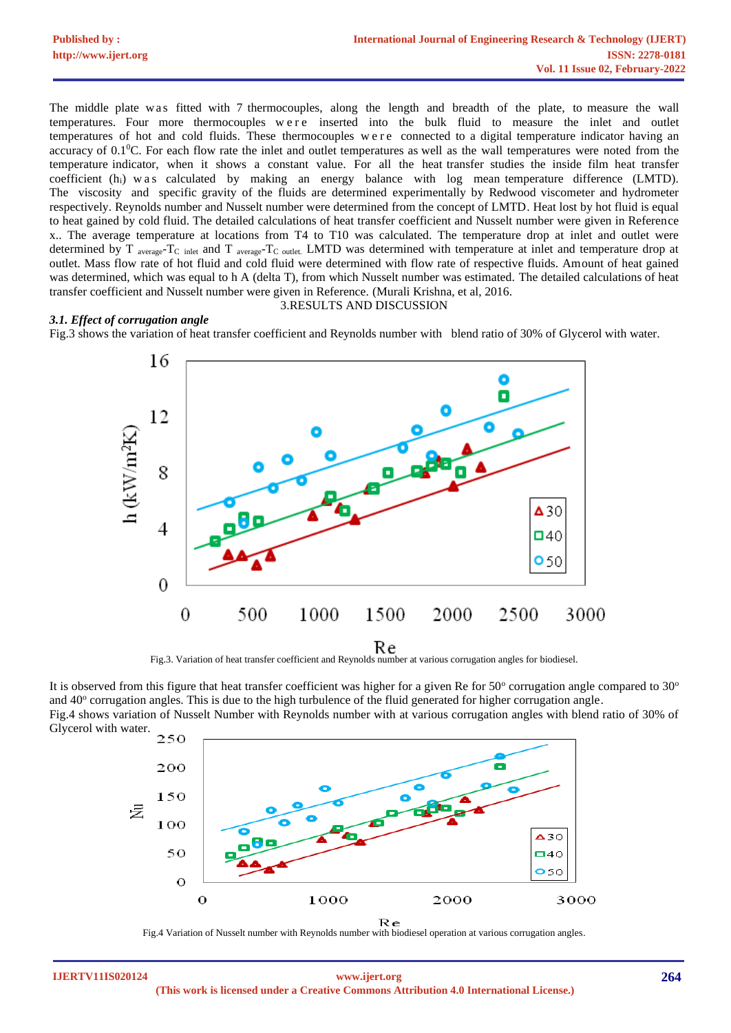The middle plate was fitted with 7 thermocouples, along the length and breadth of the plate, to measure the wall temperatures. Four more thermocouples were inserted into the bulk fluid to measure the inlet and outlet temperatures of hot and cold fluids. These thermocouples were connected to a digital temperature indicator having an accuracy of 0.1$^0$C. For each flow rate the inlet and outlet temperatures as well as the wall temperatures were noted from the temperature indicator, when it shows a constant value. For all the heat transfer studies the inside film heat transfer coefficient ($h_i$) was calculated by making an energy balance with log mean temperature difference (LMTD). The viscosity and specific gravity of the fluids are determined experimentally by Redwood viscometer and hydrometer respectively. Reynolds number and Nusselt number were determined from the concept of LMTD. Heat lost by hot fluid is equal to heat gained by cold fluid. The detailed calculations of heat transfer coefficient and Nusselt number were given in Reference x.. The average temperature at locations from T4 to T10 was calculated. The temperature drop at inlet and outlet were determined by $T_{average}$-$T_{C\ inlet}$ and $T_{average}$-$T_{C\ outlet}$. LMTD was determined with temperature at inlet and temperature drop at outlet. Mass flow rate of hot fluid and cold fluid were determined with flow rate of respective fluids. Amount of heat gained was determined, which was equal to h A (delta T), from which Nusselt number was estimated. The detailed calculations of heat transfer coefficient and Nusselt number were given in Reference. (Murali Krishna, et al, 2016.

## 3.RESULTS AND DISCUSSION

### *3.1. Effect of corrugation angle*

Fig.3 shows the variation of heat transfer coefficient and Reynolds number with blend ratio of 30% of Glycerol with water.

Fig.3. Variation of heat transfer coefficient and Reynolds number at various corrugation angles for biodiesel.

It is observed from this figure that heat transfer coefficient was higher for a given Re for 50$^o$ corrugation angle compared to 30$^o$ and 40$^o$ corrugation angles. This is due to the high turbulence of the fluid generated for higher corrugation angle.

Fig.4 shows variation of Nusselt Number with Reynolds number with at various corrugation angles with blend ratio of 30% of Glycerol with water.

Fig.4 Variation of Nusselt number with Reynolds number with biodiesel operation at various corrugation angles.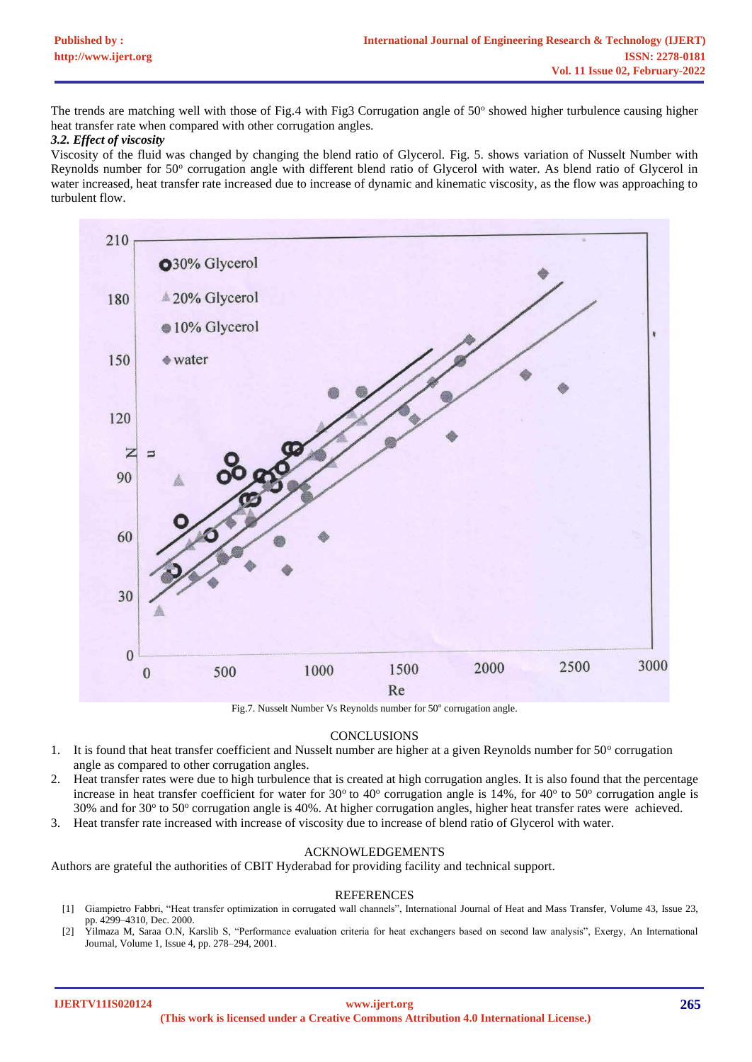The trends are matching well with those of Fig.4 with Fig3 Corrugation angle of 50$^o$ showed higher turbulence causing higher heat transfer rate when compared with other corrugation angles.

***3.2. Effect of viscosity***

Viscosity of the fluid was changed by changing the blend ratio of Glycerol. Fig. 5. shows variation of Nusselt Number with Reynolds number for 50$^o$ corrugation angle with different blend ratio of Glycerol with water. As blend ratio of Glycerol in water increased, heat transfer rate increased due to increase of dynamic and kinematic viscosity, as the flow was approaching to turbulent flow.

Fig.7. Nusselt Number Vs Reynolds number for 50$^o$ corrugation angle.

## CONCLUSIONS

1. It is found that heat transfer coefficient and Nusselt number are higher at a given Reynolds number for 50$^o$ corrugation angle as compared to other corrugation angles.
2. Heat transfer rates were due to high turbulence that is created at high corrugation angles. It is also found that the percentage increase in heat transfer coefficient for water for 30$^o$ to 40$^o$ corrugation angle is 14%, for 40$^o$ to 50$^o$ corrugation angle is 30% and for 30$^o$ to 50$^o$ corrugation angle is 40%. At higher corrugation angles, higher heat transfer rates were achieved.
3. Heat transfer rate increased with increase of viscosity due to increase of blend ratio of Glycerol with water.

## ACKNOWLEDGEMENTS

Authors are grateful the authorities of CBIT Hyderabad for providing facility and technical support.

## REFERENCES

[1] Giampietro Fabbri, "Heat transfer optimization in corrugated wall channels", International Journal of Heat and Mass Transfer, Volume 43, Issue 23, pp. 4299–4310, Dec. 2000.

[2] Yilmaza M, Saraa O.N, Karslib S, "Performance evaluation criteria for heat exchangers based on second law analysis", Exergy, An International Journal, Volume 1, Issue 4, pp. 278–294, 2001.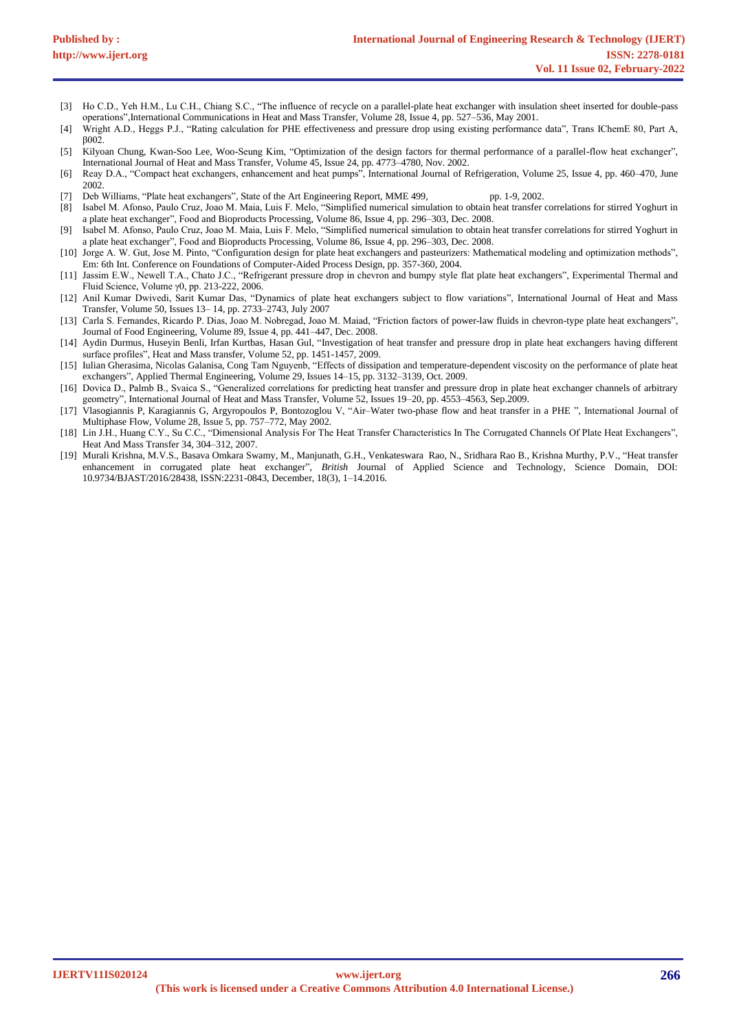[3] Ho C.D., Yeh H.M., Lu C.H., Chiang S.C., "The influence of recycle on a parallel-plate heat exchanger with insulation sheet inserted for double-pass operations",International Communications in Heat and Mass Transfer, Volume 28, Issue 4, pp. 527–536, May 2001.

[4] Wright A.D., Heggs P.J., "Rating calculation for PHE effectiveness and pressure drop using existing performance data", Trans IChemE 80, Part A, β002.

[5] Kilyoan Chung, Kwan-Soo Lee, Woo-Seung Kim, "Optimization of the design factors for thermal performance of a parallel-flow heat exchanger", International Journal of Heat and Mass Transfer, Volume 45, Issue 24, pp. 4773–4780, Nov. 2002.

[6] Reay D.A., "Compact heat exchangers, enhancement and heat pumps", International Journal of Refrigeration, Volume 25, Issue 4, pp. 460–470, June 2002.

[7] Deb Williams, "Plate heat exchangers", State of the Art Engineering Report, MME 499, pp. 1-9, 2002.

[8] Isabel M. Afonso, Paulo Cruz, Joao M. Maia, Luis F. Melo, "Simplified numerical simulation to obtain heat transfer correlations for stirred Yoghurt in a plate heat exchanger", Food and Bioproducts Processing, Volume 86, Issue 4, pp. 296–303, Dec. 2008.

[9] Isabel M. Afonso, Paulo Cruz, Joao M. Maia, Luis F. Melo, "Simplified numerical simulation to obtain heat transfer correlations for stirred Yoghurt in a plate heat exchanger", Food and Bioproducts Processing, Volume 86, Issue 4, pp. 296–303, Dec. 2008.

[10] Jorge A. W. Gut, Jose M. Pinto, "Configuration design for plate heat exchangers and pasteurizers: Mathematical modeling and optimization methods", Em: 6th Int. Conference on Foundations of Computer-Aided Process Design, pp. 357-360, 2004.

[11] Jassim E.W., Newell T.A., Chato J.C., "Refrigerant pressure drop in chevron and bumpy style flat plate heat exchangers", Experimental Thermal and Fluid Science, Volume γ0, pp. 213-222, 2006.

[12] Anil Kumar Dwivedi, Sarit Kumar Das, "Dynamics of plate heat exchangers subject to flow variations", International Journal of Heat and Mass Transfer, Volume 50, Issues 13– 14, pp. 2733–2743, July 2007

[13] Carla S. Fernandes, Ricardo P. Dias, Joao M. Nobregad, Joao M. Maiad, "Friction factors of power-law fluids in chevron-type plate heat exchangers", Journal of Food Engineering, Volume 89, Issue 4, pp. 441–447, Dec. 2008.

[14] Aydin Durmus, Huseyin Benli, Irfan Kurtbas, Hasan Gul, "Investigation of heat transfer and pressure drop in plate heat exchangers having different surface profiles", Heat and Mass transfer, Volume 52, pp. 1451-1457, 2009.

[15] Iulian Gherasima, Nicolas Galanisa, Cong Tam Nguyenb, "Effects of dissipation and temperature-dependent viscosity on the performance of plate heat exchangers", Applied Thermal Engineering, Volume 29, Issues 14–15, pp. 3132–3139, Oct. 2009.

[16] Dovica D., Palmb B., Svaica S., "Generalized correlations for predicting heat transfer and pressure drop in plate heat exchanger channels of arbitrary geometry", International Journal of Heat and Mass Transfer, Volume 52, Issues 19–20, pp. 4553–4563, Sep.2009.

[17] Vlasogiannis P, Karagiannis G, Argyropoulos P, Bontozoglou V, "Air–Water two-phase flow and heat transfer in a PHE ", International Journal of Multiphase Flow, Volume 28, Issue 5, pp. 757–772, May 2002.

[18] Lin J.H., Huang C.Y., Su C.C., "Dimensional Analysis For The Heat Transfer Characteristics In The Corrugated Channels Of Plate Heat Exchangers", Heat And Mass Transfer 34, 304–312, 2007.

[19] Murali Krishna, M.V.S., Basava Omkara Swamy, M., Manjunath, G.H., Venkateswara Rao, N., Sridhara Rao B., Krishna Murthy, P.V., "Heat transfer enhancement in corrugated plate heat exchanger", *British* Journal of Applied Science and Technology, Science Domain, DOI: 10.9734/BJAST/2016/28438, ISSN:2231-0843, December, 18(3), 1–14.2016.